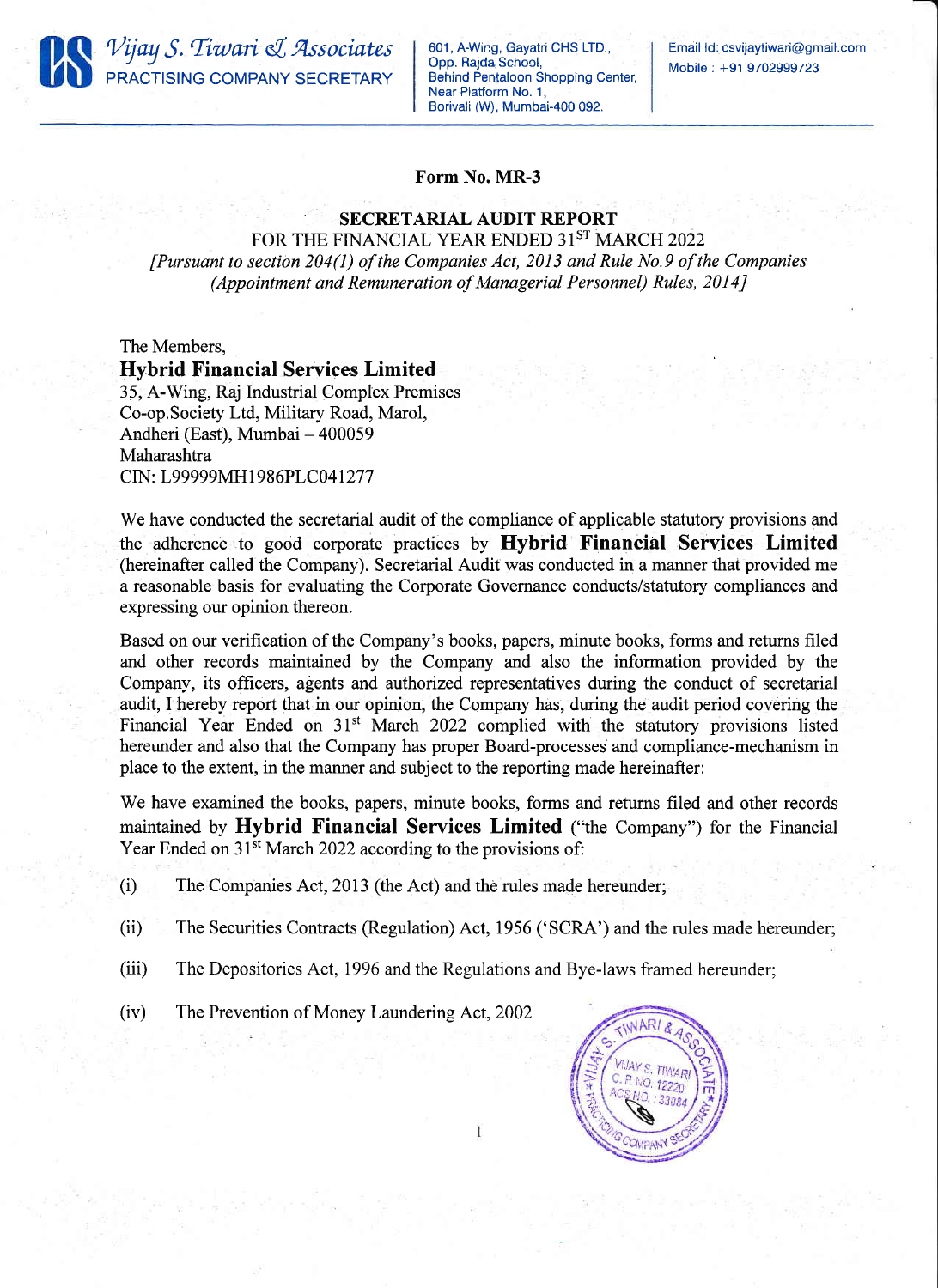Vijay S. Tiwari & Associates
PRACTISING COMPANY SECRETARY

601, A-Wing, Gayatri CHS LTD., Opp. Rajda School, Behind Pentaloon Shopping Center, Near Platform No. 1, Borivali (W), Mumbai-400 092.

Email Id: csvijaytiwari@gmail.com
Mobile : +91 9702999723

## Form No. MR-3

### SECRETARIAL AUDIT REPORT

FOR THE FINANCIAL YEAR ENDED 31[ST] MARCH 2022

*[Pursuant to section 204(1) of the Companies Act, 2013 and Rule No.9 of the Companies (Appointment and Remuneration of Managerial Personnel) Rules, 2014]*

The Members,
**Hybrid Financial Services Limited**
35, A-Wing, Raj Industrial Complex Premises
Co-op.Society Ltd, Military Road, Marol,
Andheri (East), Mumbai – 400059
Maharashtra
CIN: L99999MH1986PLC041277

We have conducted the secretarial audit of the compliance of applicable statutory provisions and the adherence to good corporate practices by **Hybrid Financial Services Limited** (hereinafter called the Company). Secretarial Audit was conducted in a manner that provided me a reasonable basis for evaluating the Corporate Governance conducts/statutory compliances and expressing our opinion thereon.

Based on our verification of the Company's books, papers, minute books, forms and returns filed and other records maintained by the Company and also the information provided by the Company, its officers, agents and authorized representatives during the conduct of secretarial audit, I hereby report that in our opinion, the Company has, during the audit period covering the Financial Year Ended on 31[st] March 2022 complied with the statutory provisions listed hereunder and also that the Company has proper Board-processes and compliance-mechanism in place to the extent, in the manner and subject to the reporting made hereinafter:

We have examined the books, papers, minute books, forms and returns filed and other records maintained by **Hybrid Financial Services Limited** ("the Company") for the Financial Year Ended on 31[st] March 2022 according to the provisions of:

(i) The Companies Act, 2013 (the Act) and the rules made hereunder;

(ii) The Securities Contracts (Regulation) Act, 1956 ('SCRA') and the rules made hereunder;

(iii) The Depositories Act, 1996 and the Regulations and Bye-laws framed hereunder;

(iv) The Prevention of Money Laundering Act, 2002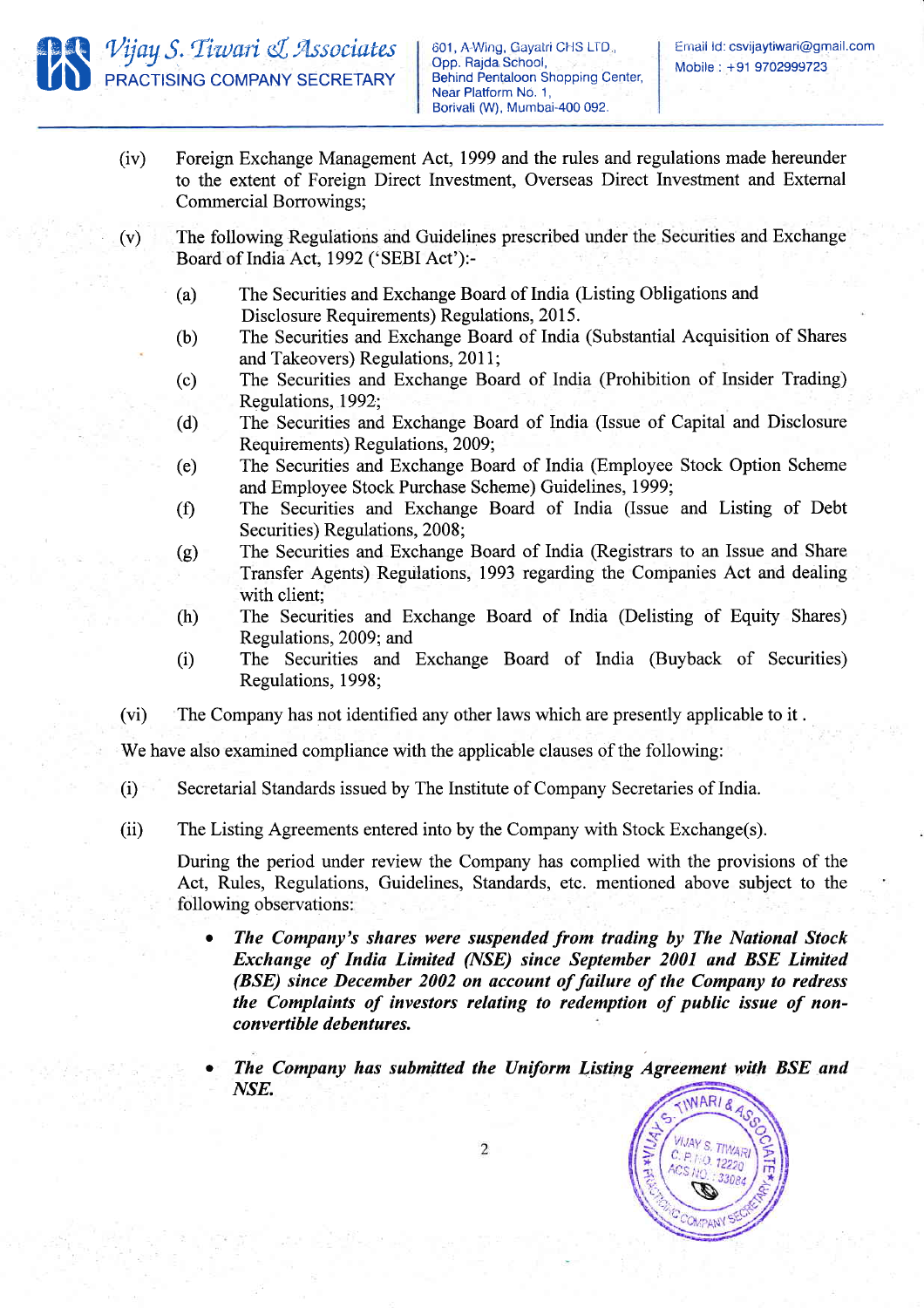(iv) Foreign Exchange Management Act, 1999 and the rules and regulations made hereunder to the extent of Foreign Direct Investment, Overseas Direct Investment and External Commercial Borrowings;

(v) The following Regulations and Guidelines prescribed under the Securities and Exchange Board of India Act, 1992 ('SEBI Act'):-

   (a) The Securities and Exchange Board of India (Listing Obligations and Disclosure Requirements) Regulations, 2015.

   (b) The Securities and Exchange Board of India (Substantial Acquisition of Shares and Takeovers) Regulations, 2011;

   (c) The Securities and Exchange Board of India (Prohibition of Insider Trading) Regulations, 1992;

   (d) The Securities and Exchange Board of India (Issue of Capital and Disclosure Requirements) Regulations, 2009;

   (e) The Securities and Exchange Board of India (Employee Stock Option Scheme and Employee Stock Purchase Scheme) Guidelines, 1999;

   (f) The Securities and Exchange Board of India (Issue and Listing of Debt Securities) Regulations, 2008;

   (g) The Securities and Exchange Board of India (Registrars to an Issue and Share Transfer Agents) Regulations, 1993 regarding the Companies Act and dealing with client;

   (h) The Securities and Exchange Board of India (Delisting of Equity Shares) Regulations, 2009; and

   (i) The Securities and Exchange Board of India (Buyback of Securities) Regulations, 1998;

(vi) The Company has not identified any other laws which are presently applicable to it .

We have also examined compliance with the applicable clauses of the following:

(i) Secretarial Standards issued by The Institute of Company Secretaries of India.

(ii) The Listing Agreements entered into by the Company with Stock Exchange(s).

During the period under review the Company has complied with the provisions of the Act, Rules, Regulations, Guidelines, Standards, etc. mentioned above subject to the following observations:

- ***The Company's shares were suspended from trading by The National Stock Exchange of India Limited (NSE) since September 2001 and BSE Limited (BSE) since December 2002 on account of failure of the Company to redress the Complaints of investors relating to redemption of public issue of non-convertible debentures.***

- ***The Company has submitted the Uniform Listing Agreement with BSE and NSE.***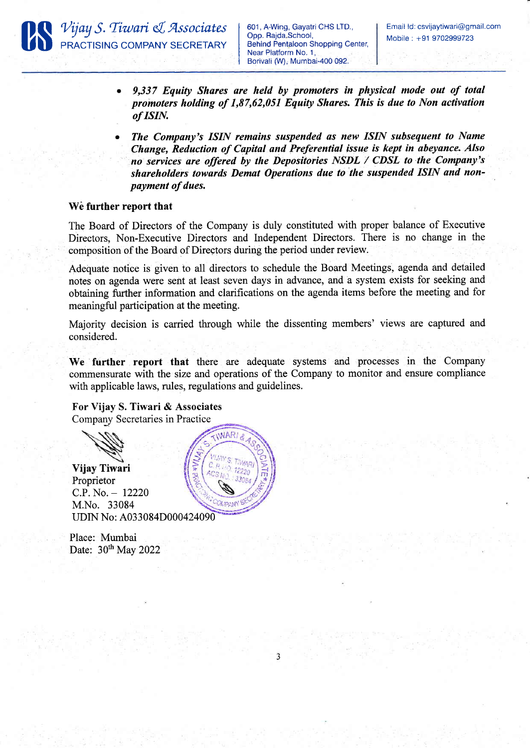- ***9,337 Equity Shares are held by promoters in physical mode out of total promoters holding of 1,87,62,051 Equity Shares. This is due to Non activation of ISIN.***

- ***The Company's ISIN remains suspended as new ISIN subsequent to Name Change, Reduction of Capital and Preferential issue is kept in abeyance. Also no services are offered by the Depositories NSDL / CDSL to the Company's shareholders towards Demat Operations due to the suspended ISIN and non-payment of dues.***

**We further report that**

The Board of Directors of the Company is duly constituted with proper balance of Executive Directors, Non-Executive Directors and Independent Directors. There is no change in the composition of the Board of Directors during the period under review.

Adequate notice is given to all directors to schedule the Board Meetings, agenda and detailed notes on agenda were sent at least seven days in advance, and a system exists for seeking and obtaining further information and clarifications on the agenda items before the meeting and for meaningful participation at the meeting.

Majority decision is carried through while the dissenting members' views are captured and considered.

**We further report that** there are adequate systems and processes in the Company commensurate with the size and operations of the Company to monitor and ensure compliance with applicable laws, rules, regulations and guidelines.

**For Vijay S. Tiwari & Associates**
Company Secretaries in Practice

**Vijay Tiwari**
Proprietor
C.P. No. – 12220
M.No. 33084
UDIN No: A033084D000424090

Place: Mumbai
Date: 30th May 2022